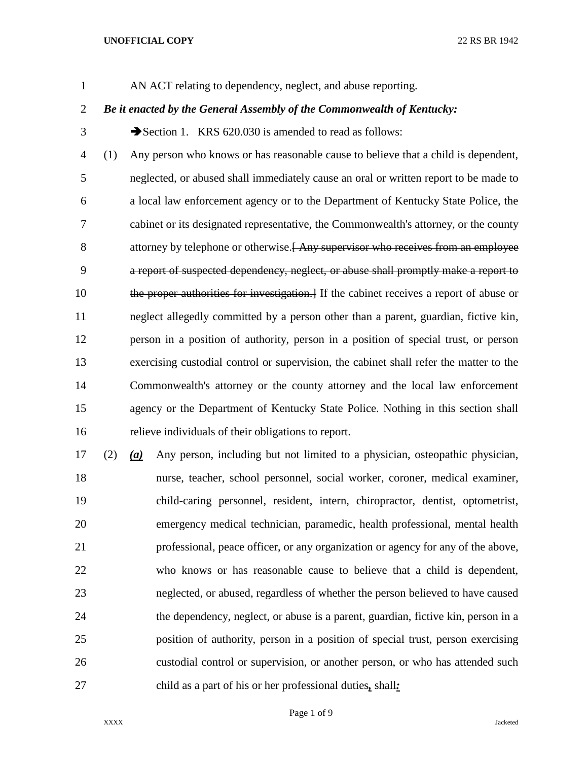AN ACT relating to dependency, neglect, and abuse reporting.

***Be it enacted by the General Assembly of the Commonwealth of Kentucky:***

➔Section 1. KRS 620.030 is amended to read as follows:

(1) Any person who knows or has reasonable cause to believe that a child is dependent, neglected, or abused shall immediately cause an oral or written report to be made to a local law enforcement agency or to the Department of Kentucky State Police, the cabinet or its designated representative, the Commonwealth's attorney, or the county attorney by telephone or otherwise.~~[ Any supervisor who receives from an employee a report of suspected dependency, neglect, or abuse shall promptly make a report to the proper authorities for investigation.]~~ If the cabinet receives a report of abuse or neglect allegedly committed by a person other than a parent, guardian, fictive kin, person in a position of authority, person in a position of special trust, or person exercising custodial control or supervision, the cabinet shall refer the matter to the Commonwealth's attorney or the county attorney and the local law enforcement agency or the Department of Kentucky State Police. Nothing in this section shall relieve individuals of their obligations to report.

(2) ***(a)*** Any person, including but not limited to a physician, osteopathic physician, nurse, teacher, school personnel, social worker, coroner, medical examiner, child-caring personnel, resident, intern, chiropractor, dentist, optometrist, emergency medical technician, paramedic, health professional, mental health professional, peace officer, or any organization or agency for any of the above, who knows or has reasonable cause to believe that a child is dependent, neglected, or abused, regardless of whether the person believed to have caused the dependency, neglect, or abuse is a parent, guardian, fictive kin, person in a position of authority, person in a position of special trust, person exercising custodial control or supervision, or another person, or who has attended such child as a part of his or her professional duties***,*** shall***:***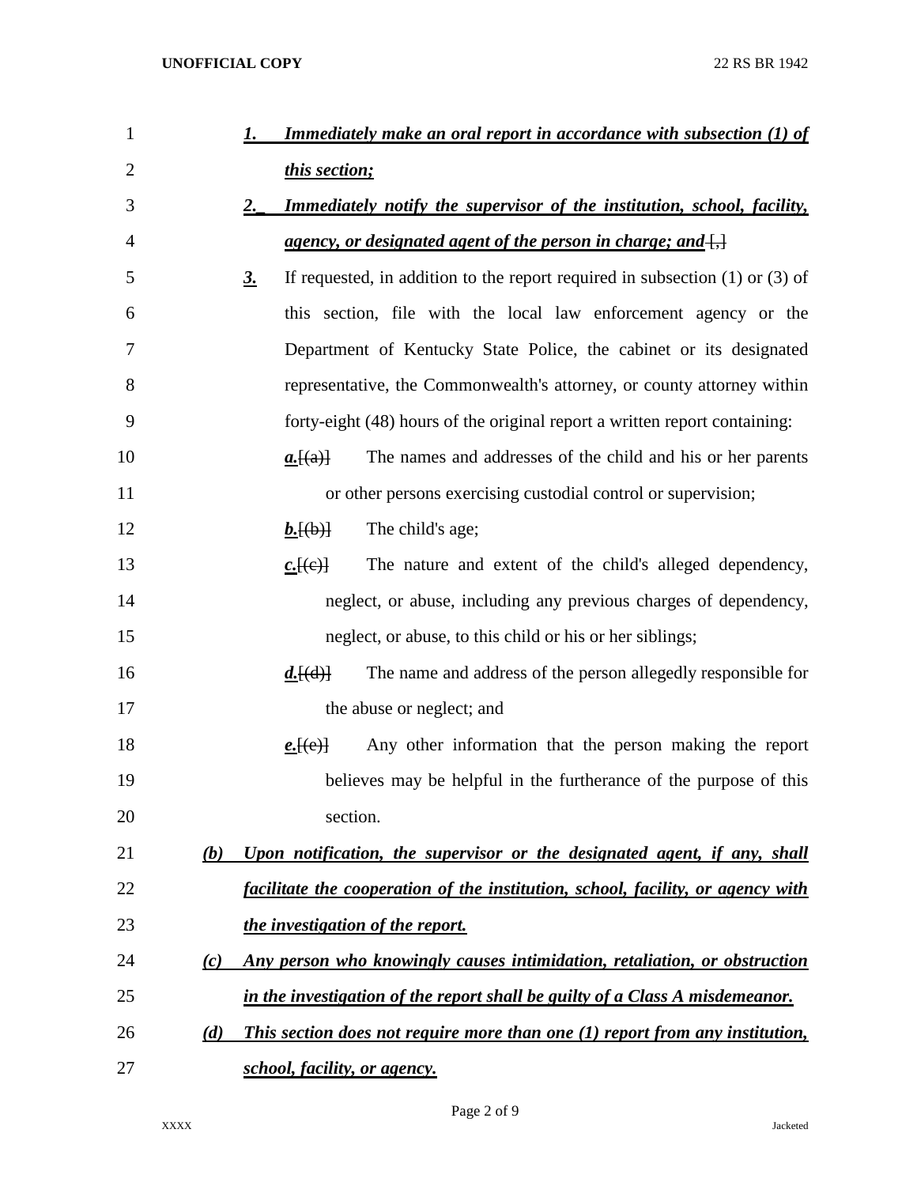***1. Immediately make an oral report in accordance with subsection (1) of this section;***

***2. Immediately notify the supervisor of the institution, school, facility, agency, or designated agent of the person in charge; and*** ~~[,]~~

***3.*** If requested, in addition to the report required in subsection (1) or (3) of this section, file with the local law enforcement agency or the Department of Kentucky State Police, the cabinet or its designated representative, the Commonwealth's attorney, or county attorney within forty-eight (48) hours of the original report a written report containing:

***a.***~~[(a)]~~ The names and addresses of the child and his or her parents or other persons exercising custodial control or supervision;

***b.***~~[(b)]~~ The child's age;

***c.***~~[(c)]~~ The nature and extent of the child's alleged dependency, neglect, or abuse, including any previous charges of dependency, neglect, or abuse, to this child or his or her siblings;

***d.***~~[(d)]~~ The name and address of the person allegedly responsible for the abuse or neglect; and

***e.***~~[(e)]~~ Any other information that the person making the report believes may be helpful in the furtherance of the purpose of this section.

***(b) Upon notification, the supervisor or the designated agent, if any, shall facilitate the cooperation of the institution, school, facility, or agency with the investigation of the report.***

***(c) Any person who knowingly causes intimidation, retaliation, or obstruction in the investigation of the report shall be guilty of a Class A misdemeanor.***

***(d) This section does not require more than one (1) report from any institution, school, facility, or agency.***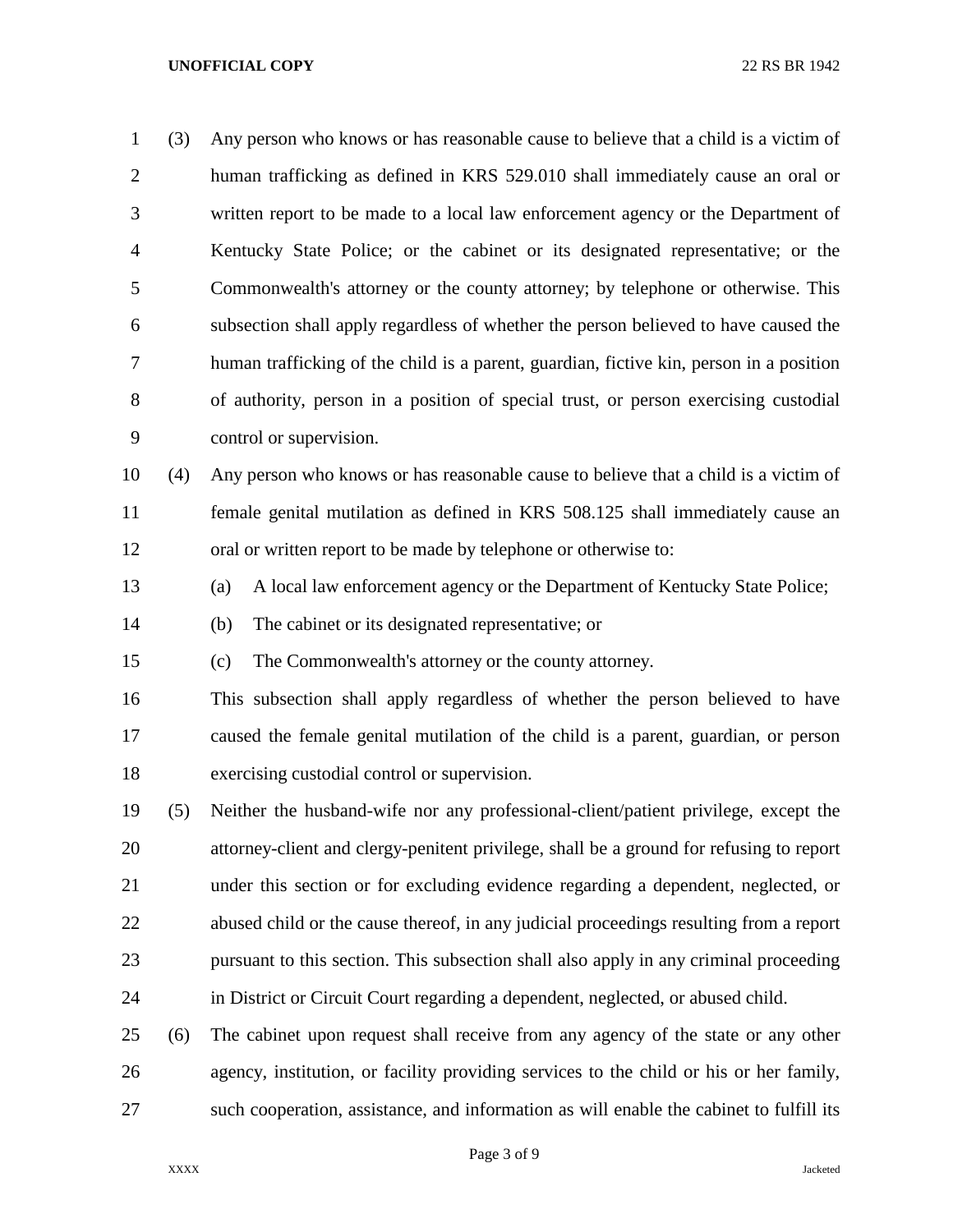(3) Any person who knows or has reasonable cause to believe that a child is a victim of human trafficking as defined in KRS 529.010 shall immediately cause an oral or written report to be made to a local law enforcement agency or the Department of Kentucky State Police; or the cabinet or its designated representative; or the Commonwealth's attorney or the county attorney; by telephone or otherwise. This subsection shall apply regardless of whether the person believed to have caused the human trafficking of the child is a parent, guardian, fictive kin, person in a position of authority, person in a position of special trust, or person exercising custodial control or supervision.

(4) Any person who knows or has reasonable cause to believe that a child is a victim of female genital mutilation as defined in KRS 508.125 shall immediately cause an oral or written report to be made by telephone or otherwise to:

(a) A local law enforcement agency or the Department of Kentucky State Police;

(b) The cabinet or its designated representative; or

(c) The Commonwealth's attorney or the county attorney.

This subsection shall apply regardless of whether the person believed to have caused the female genital mutilation of the child is a parent, guardian, or person exercising custodial control or supervision.

(5) Neither the husband-wife nor any professional-client/patient privilege, except the attorney-client and clergy-penitent privilege, shall be a ground for refusing to report under this section or for excluding evidence regarding a dependent, neglected, or abused child or the cause thereof, in any judicial proceedings resulting from a report pursuant to this section. This subsection shall also apply in any criminal proceeding in District or Circuit Court regarding a dependent, neglected, or abused child.

(6) The cabinet upon request shall receive from any agency of the state or any other agency, institution, or facility providing services to the child or his or her family, such cooperation, assistance, and information as will enable the cabinet to fulfill its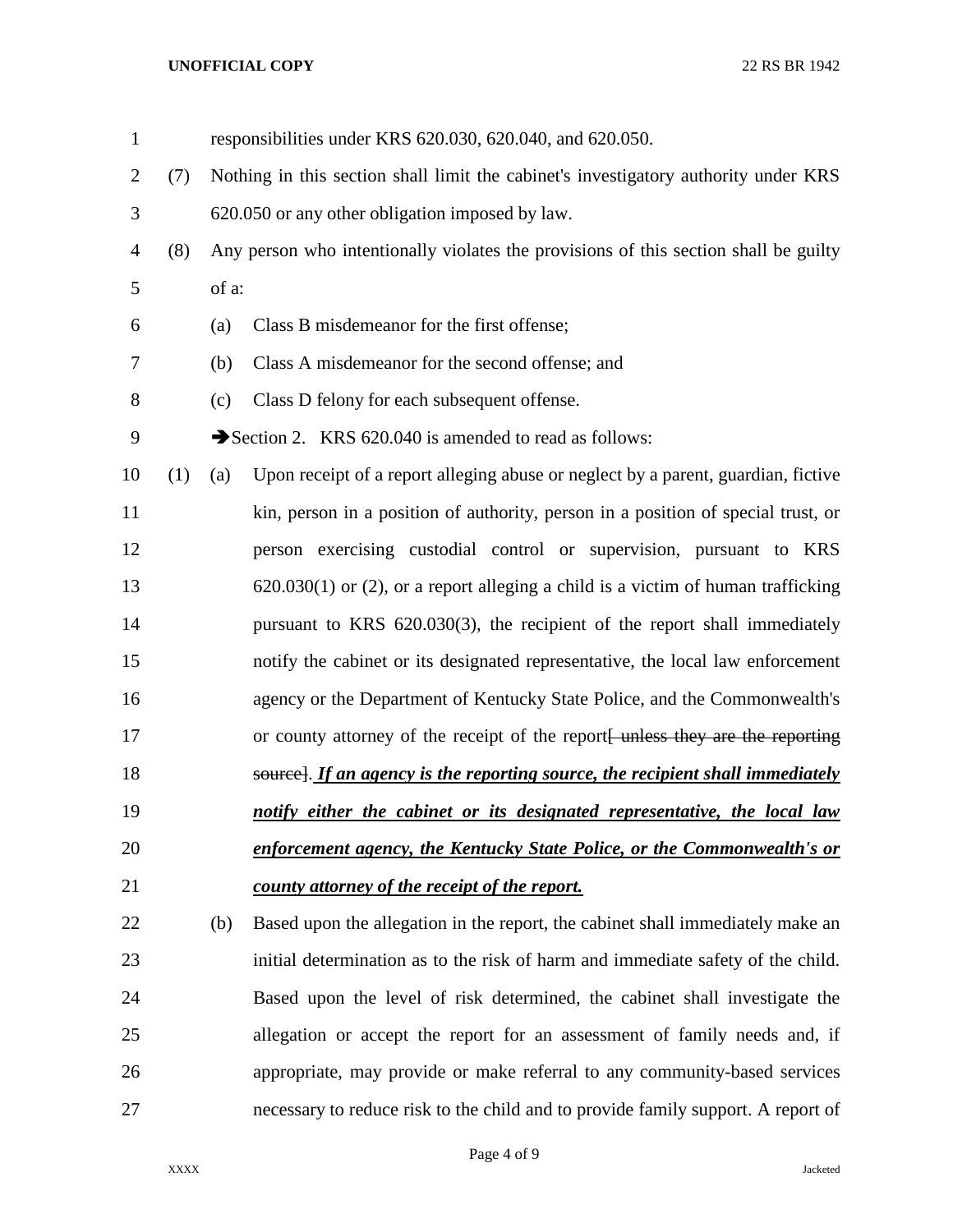responsibilities under KRS 620.030, 620.040, and 620.050.

(7) Nothing in this section shall limit the cabinet's investigatory authority under KRS 620.050 or any other obligation imposed by law.

(8) Any person who intentionally violates the provisions of this section shall be guilty of a:

(a) Class B misdemeanor for the first offense;

(b) Class A misdemeanor for the second offense; and

(c) Class D felony for each subsequent offense.

➔Section 2. KRS 620.040 is amended to read as follows:

(1) (a) Upon receipt of a report alleging abuse or neglect by a parent, guardian, fictive kin, person in a position of authority, person in a position of special trust, or person exercising custodial control or supervision, pursuant to KRS 620.030(1) or (2), or a report alleging a child is a victim of human trafficking pursuant to KRS 620.030(3), the recipient of the report shall immediately notify the cabinet or its designated representative, the local law enforcement agency or the Department of Kentucky State Police, and the Commonwealth's or county attorney of the receipt of the report[~~ unless they are the reporting source~~]. ***If an agency is the reporting source, the recipient shall immediately notify either the cabinet or its designated representative, the local law enforcement agency, the Kentucky State Police, or the Commonwealth's or county attorney of the receipt of the report.***

(b) Based upon the allegation in the report, the cabinet shall immediately make an initial determination as to the risk of harm and immediate safety of the child. Based upon the level of risk determined, the cabinet shall investigate the allegation or accept the report for an assessment of family needs and, if appropriate, may provide or make referral to any community-based services necessary to reduce risk to the child and to provide family support. A report of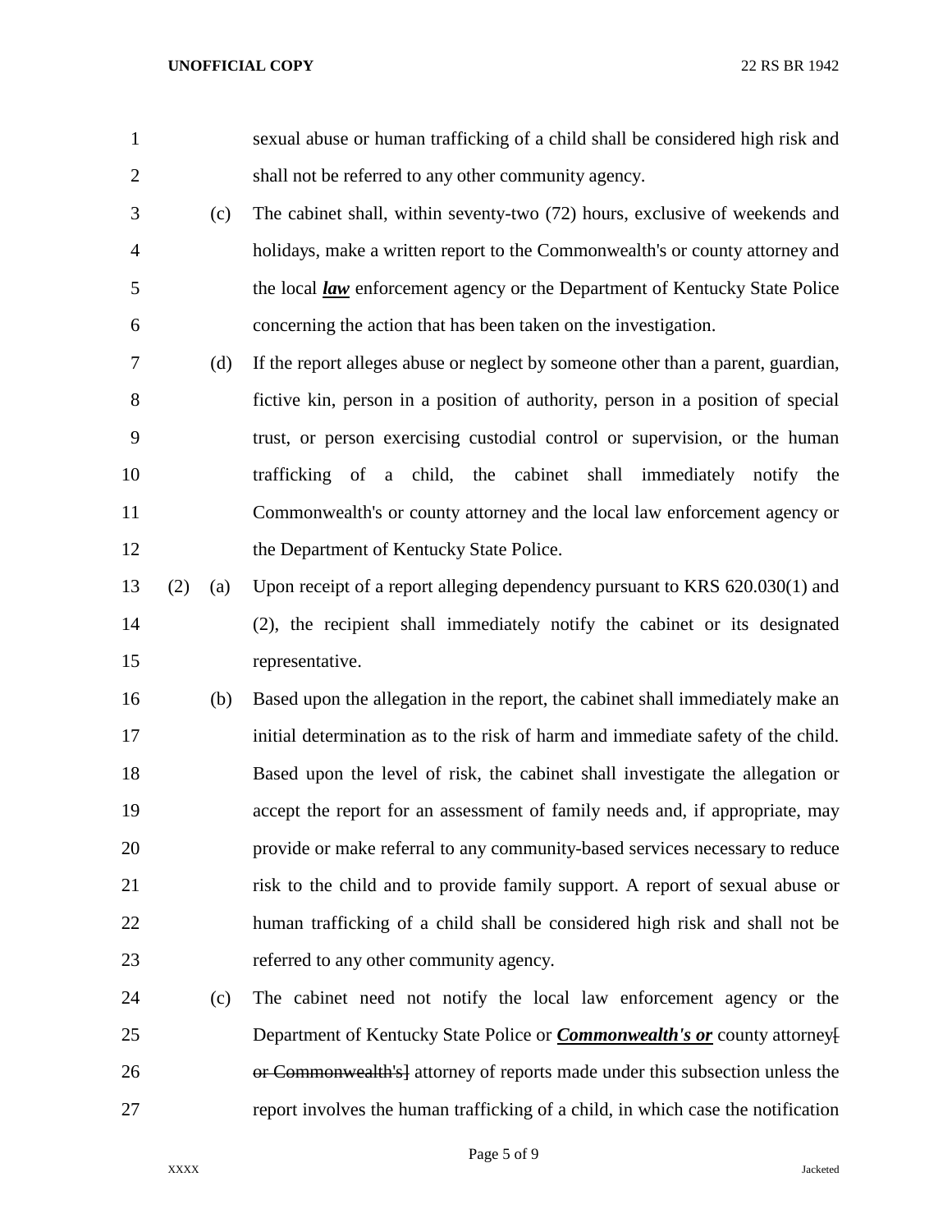sexual abuse or human trafficking of a child shall be considered high risk and shall not be referred to any other community agency.

(c) The cabinet shall, within seventy-two (72) hours, exclusive of weekends and holidays, make a written report to the Commonwealth's or county attorney and the local ***law*** enforcement agency or the Department of Kentucky State Police concerning the action that has been taken on the investigation.

(d) If the report alleges abuse or neglect by someone other than a parent, guardian, fictive kin, person in a position of authority, person in a position of special trust, or person exercising custodial control or supervision, or the human trafficking of a child, the cabinet shall immediately notify the Commonwealth's or county attorney and the local law enforcement agency or the Department of Kentucky State Police.

(2) (a) Upon receipt of a report alleging dependency pursuant to KRS 620.030(1) and (2), the recipient shall immediately notify the cabinet or its designated representative.

(b) Based upon the allegation in the report, the cabinet shall immediately make an initial determination as to the risk of harm and immediate safety of the child. Based upon the level of risk, the cabinet shall investigate the allegation or accept the report for an assessment of family needs and, if appropriate, may provide or make referral to any community-based services necessary to reduce risk to the child and to provide family support. A report of sexual abuse or human trafficking of a child shall be considered high risk and shall not be referred to any other community agency.

(c) The cabinet need not notify the local law enforcement agency or the Department of Kentucky State Police or ***Commonwealth's or*** county attorney[ ~~or Commonwealth's~~] attorney of reports made under this subsection unless the report involves the human trafficking of a child, in which case the notification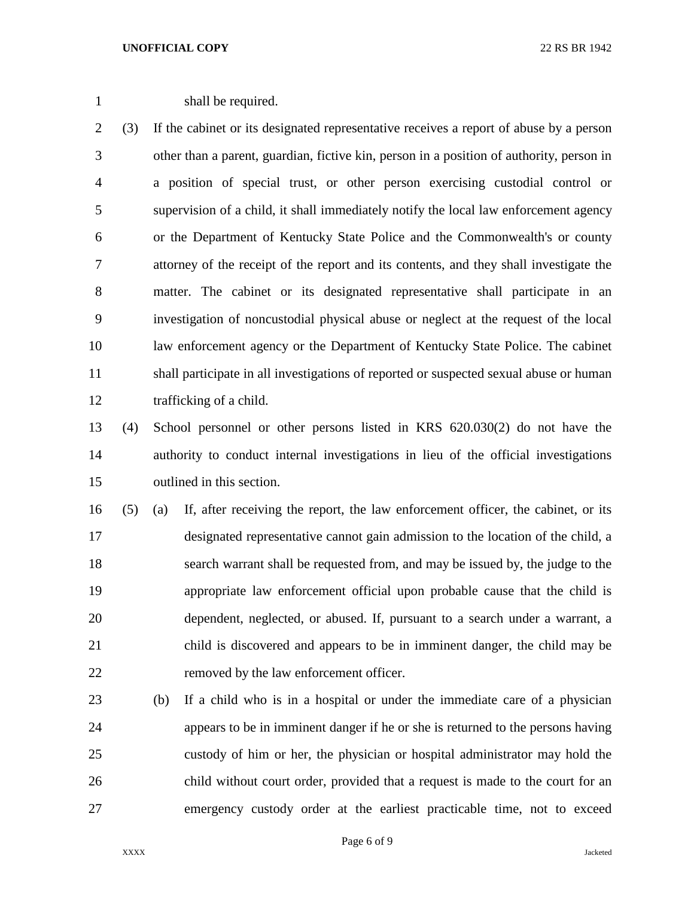shall be required.

(3) If the cabinet or its designated representative receives a report of abuse by a person other than a parent, guardian, fictive kin, person in a position of authority, person in a position of special trust, or other person exercising custodial control or supervision of a child, it shall immediately notify the local law enforcement agency or the Department of Kentucky State Police and the Commonwealth's or county attorney of the receipt of the report and its contents, and they shall investigate the matter. The cabinet or its designated representative shall participate in an investigation of noncustodial physical abuse or neglect at the request of the local law enforcement agency or the Department of Kentucky State Police. The cabinet shall participate in all investigations of reported or suspected sexual abuse or human trafficking of a child.

(4) School personnel or other persons listed in KRS 620.030(2) do not have the authority to conduct internal investigations in lieu of the official investigations outlined in this section.

(5) (a) If, after receiving the report, the law enforcement officer, the cabinet, or its designated representative cannot gain admission to the location of the child, a search warrant shall be requested from, and may be issued by, the judge to the appropriate law enforcement official upon probable cause that the child is dependent, neglected, or abused. If, pursuant to a search under a warrant, a child is discovered and appears to be in imminent danger, the child may be removed by the law enforcement officer.

(b) If a child who is in a hospital or under the immediate care of a physician appears to be in imminent danger if he or she is returned to the persons having custody of him or her, the physician or hospital administrator may hold the child without court order, provided that a request is made to the court for an emergency custody order at the earliest practicable time, not to exceed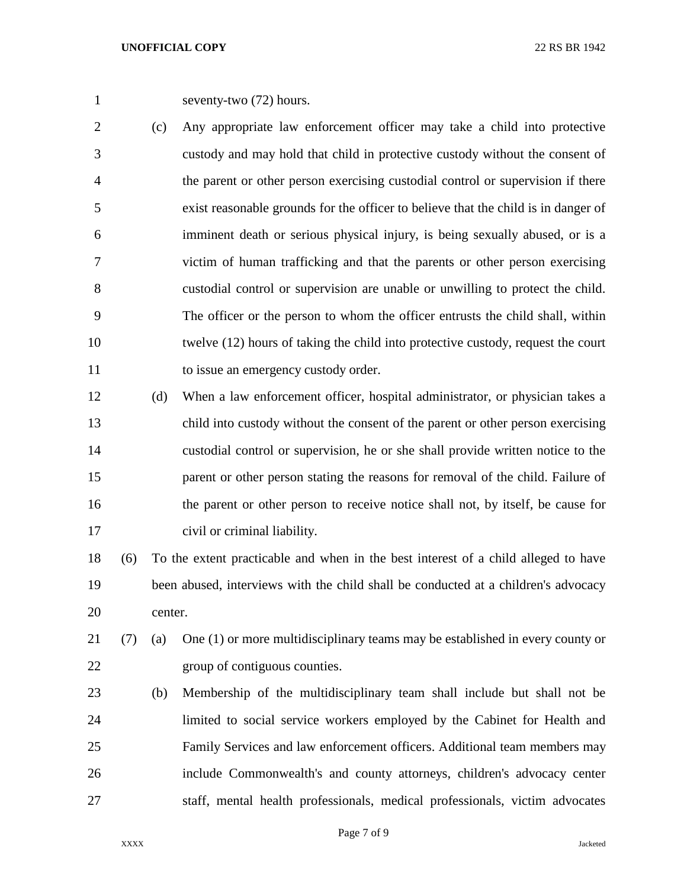seventy-two (72) hours.

(c) Any appropriate law enforcement officer may take a child into protective custody and may hold that child in protective custody without the consent of the parent or other person exercising custodial control or supervision if there exist reasonable grounds for the officer to believe that the child is in danger of imminent death or serious physical injury, is being sexually abused, or is a victim of human trafficking and that the parents or other person exercising custodial control or supervision are unable or unwilling to protect the child. The officer or the person to whom the officer entrusts the child shall, within twelve (12) hours of taking the child into protective custody, request the court to issue an emergency custody order.

(d) When a law enforcement officer, hospital administrator, or physician takes a child into custody without the consent of the parent or other person exercising custodial control or supervision, he or she shall provide written notice to the parent or other person stating the reasons for removal of the child. Failure of the parent or other person to receive notice shall not, by itself, be cause for civil or criminal liability.

(6) To the extent practicable and when in the best interest of a child alleged to have been abused, interviews with the child shall be conducted at a children's advocacy center.

(7) (a) One (1) or more multidisciplinary teams may be established in every county or group of contiguous counties.

(b) Membership of the multidisciplinary team shall include but shall not be limited to social service workers employed by the Cabinet for Health and Family Services and law enforcement officers. Additional team members may include Commonwealth's and county attorneys, children's advocacy center staff, mental health professionals, medical professionals, victim advocates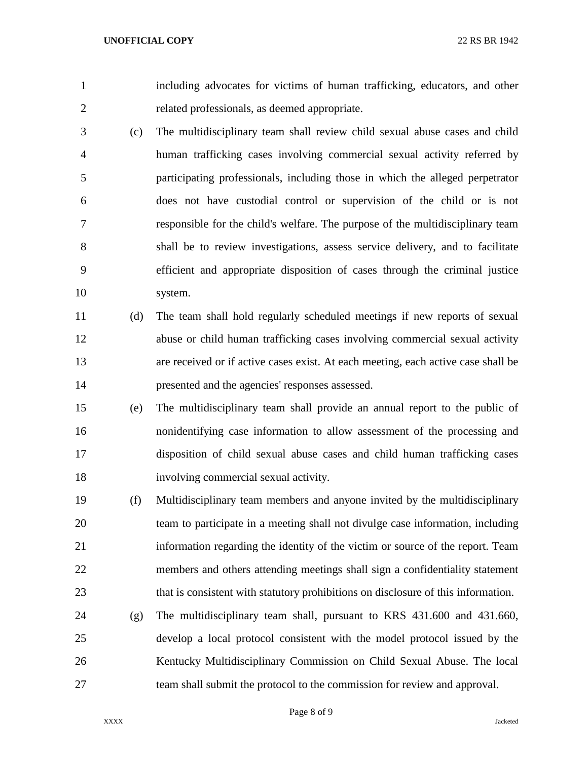including advocates for victims of human trafficking, educators, and other related professionals, as deemed appropriate.

(c) The multidisciplinary team shall review child sexual abuse cases and child human trafficking cases involving commercial sexual activity referred by participating professionals, including those in which the alleged perpetrator does not have custodial control or supervision of the child or is not responsible for the child's welfare. The purpose of the multidisciplinary team shall be to review investigations, assess service delivery, and to facilitate efficient and appropriate disposition of cases through the criminal justice system.

(d) The team shall hold regularly scheduled meetings if new reports of sexual abuse or child human trafficking cases involving commercial sexual activity are received or if active cases exist. At each meeting, each active case shall be presented and the agencies' responses assessed.

(e) The multidisciplinary team shall provide an annual report to the public of nonidentifying case information to allow assessment of the processing and disposition of child sexual abuse cases and child human trafficking cases involving commercial sexual activity.

(f) Multidisciplinary team members and anyone invited by the multidisciplinary team to participate in a meeting shall not divulge case information, including information regarding the identity of the victim or source of the report. Team members and others attending meetings shall sign a confidentiality statement that is consistent with statutory prohibitions on disclosure of this information.

(g) The multidisciplinary team shall, pursuant to KRS 431.600 and 431.660, develop a local protocol consistent with the model protocol issued by the Kentucky Multidisciplinary Commission on Child Sexual Abuse. The local team shall submit the protocol to the commission for review and approval.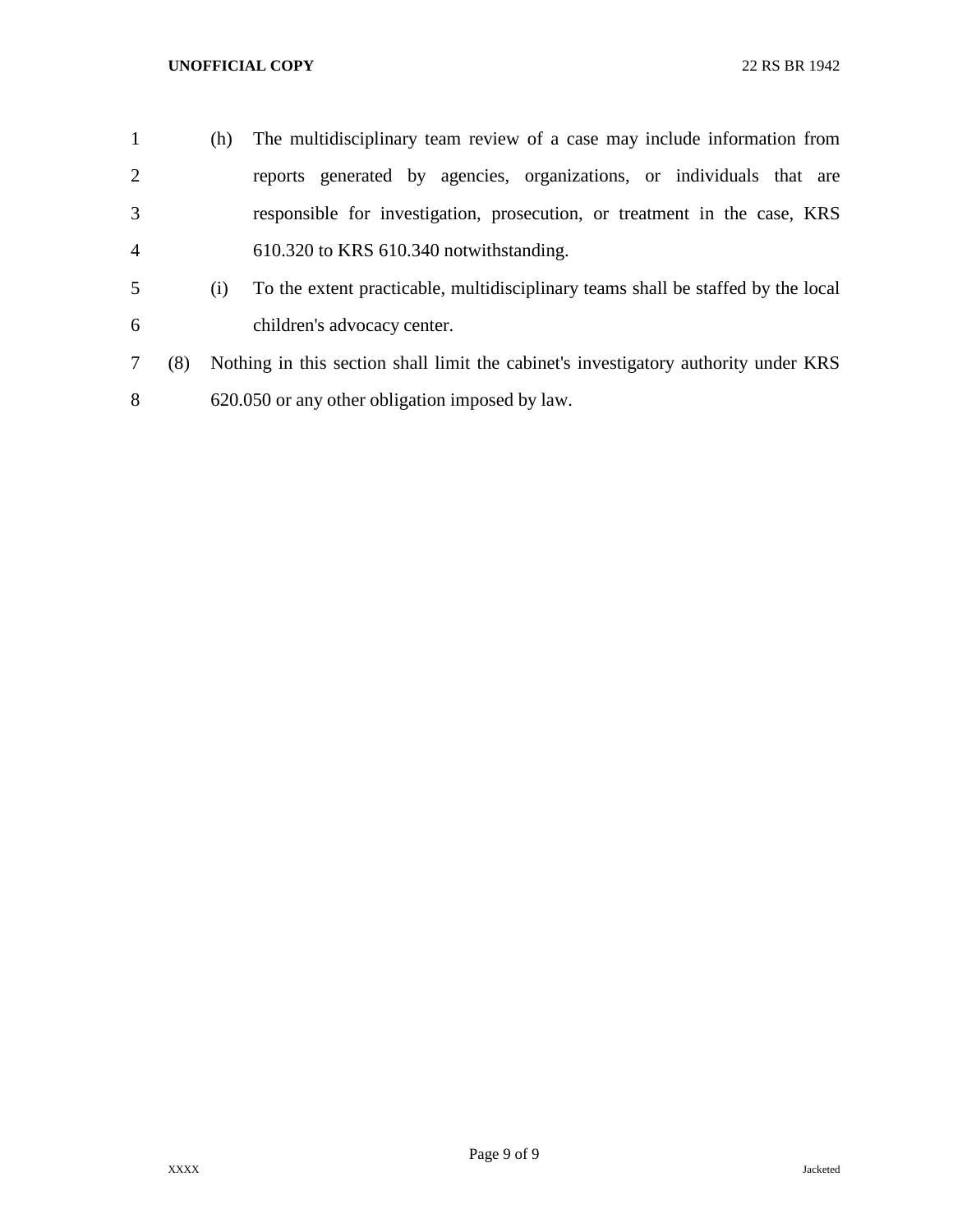(h) The multidisciplinary team review of a case may include information from reports generated by agencies, organizations, or individuals that are responsible for investigation, prosecution, or treatment in the case, KRS 610.320 to KRS 610.340 notwithstanding.

(i) To the extent practicable, multidisciplinary teams shall be staffed by the local children's advocacy center.

(8) Nothing in this section shall limit the cabinet's investigatory authority under KRS 620.050 or any other obligation imposed by law.